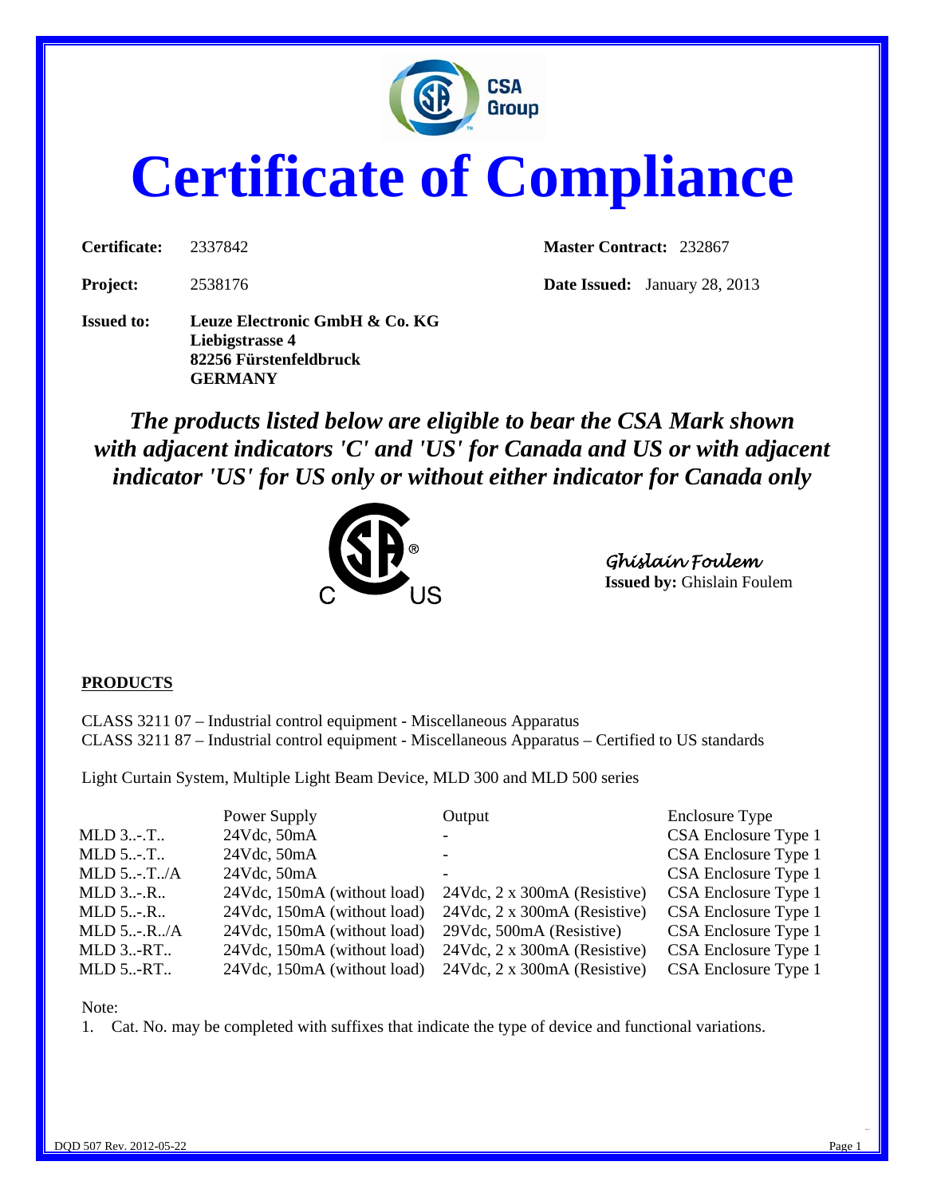# Certificate of Compliance

**Certificate:** 2337842 **Master Contract:** 232867

**Project:** 2538176 **Date Issued:** January 28, 2013

**Issued to:** **Leuze Electronic GmbH & Co. KG**
**Liebigstrasse 4**
**82256 Fürstenfeldbruck**
**GERMANY**

***The products listed below are eligible to bear the CSA Mark shown with adjacent indicators 'C' and 'US' for Canada and US or with adjacent indicator 'US' for US only or without either indicator for Canada only***

*Ghislain Foulem*
**Issued by:** Ghislain Foulem

## PRODUCTS

CLASS 3211 07 – Industrial control equipment - Miscellaneous Apparatus
CLASS 3211 87 – Industrial control equipment - Miscellaneous Apparatus – Certified to US standards

Light Curtain System, Multiple Light Beam Device, MLD 300 and MLD 500 series

| | Power Supply | Output | Enclosure Type |
|---|---|---|---|
| MLD 3..-.T.. | 24Vdc, 50mA | - | CSA Enclosure Type 1 |
| MLD 5..-.T.. | 24Vdc, 50mA | - | CSA Enclosure Type 1 |
| MLD 5..-.T../A | 24Vdc, 50mA | - | CSA Enclosure Type 1 |
| MLD 3..-.R.. | 24Vdc, 150mA (without load) | 24Vdc, 2 x 300mA (Resistive) | CSA Enclosure Type 1 |
| MLD 5..-.R.. | 24Vdc, 150mA (without load) | 24Vdc, 2 x 300mA (Resistive) | CSA Enclosure Type 1 |
| MLD 5..-.R../A | 24Vdc, 150mA (without load) | 29Vdc, 500mA (Resistive) | CSA Enclosure Type 1 |
| MLD 3..-RT.. | 24Vdc, 150mA (without load) | 24Vdc, 2 x 300mA (Resistive) | CSA Enclosure Type 1 |
| MLD 5..-RT.. | 24Vdc, 150mA (without load) | 24Vdc, 2 x 300mA (Resistive) | CSA Enclosure Type 1 |

Note:

1. Cat. No. may be completed with suffixes that indicate the type of device and functional variations.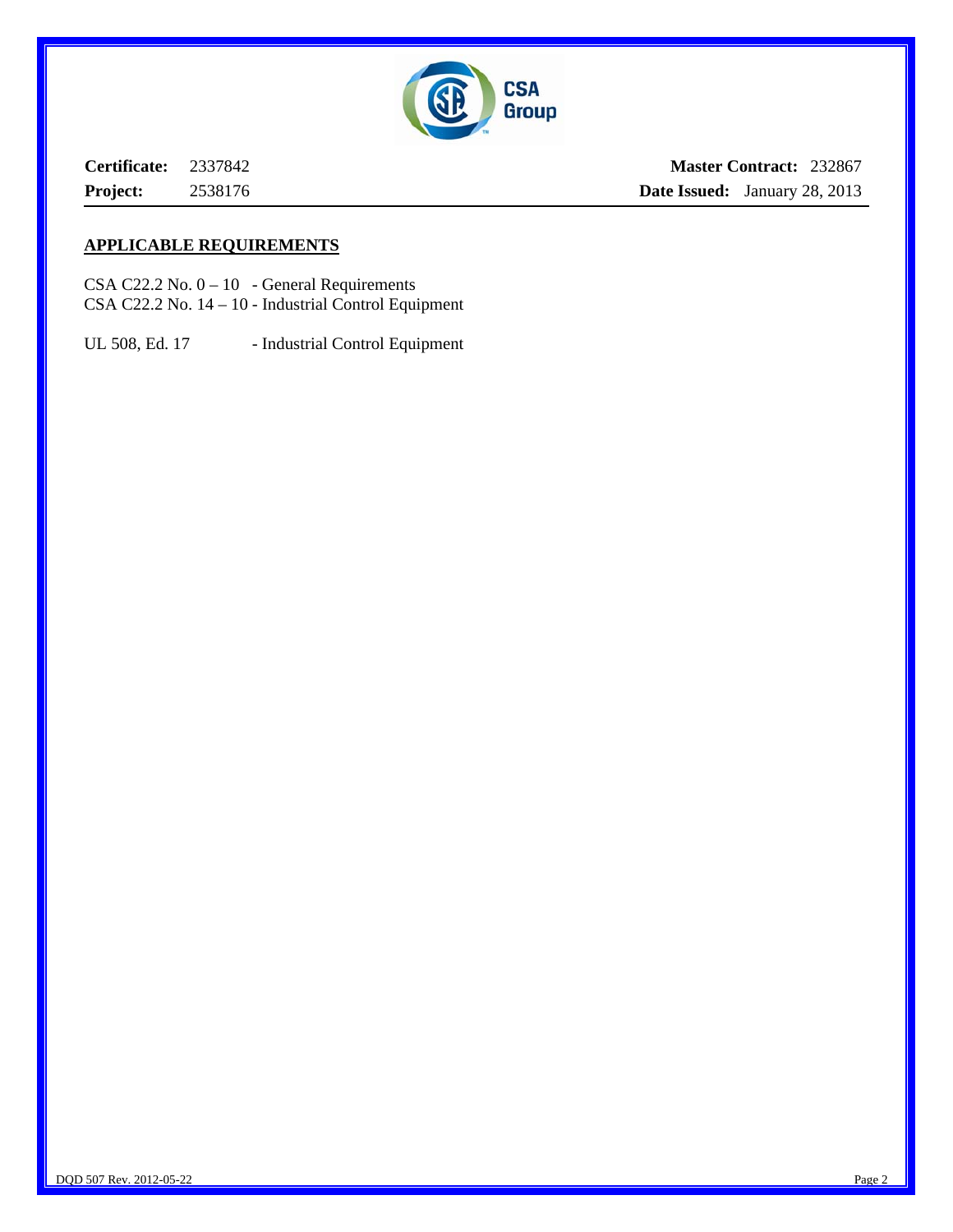**Certificate:** 2337842 **Master Contract:** 232867
**Project:** 2538176 **Date Issued:** January 28, 2013

## APPLICABLE REQUIREMENTS

CSA C22.2 No. 0 – 10 - General Requirements
CSA C22.2 No. 14 – 10 - Industrial Control Equipment

UL 508, Ed. 17 - Industrial Control Equipment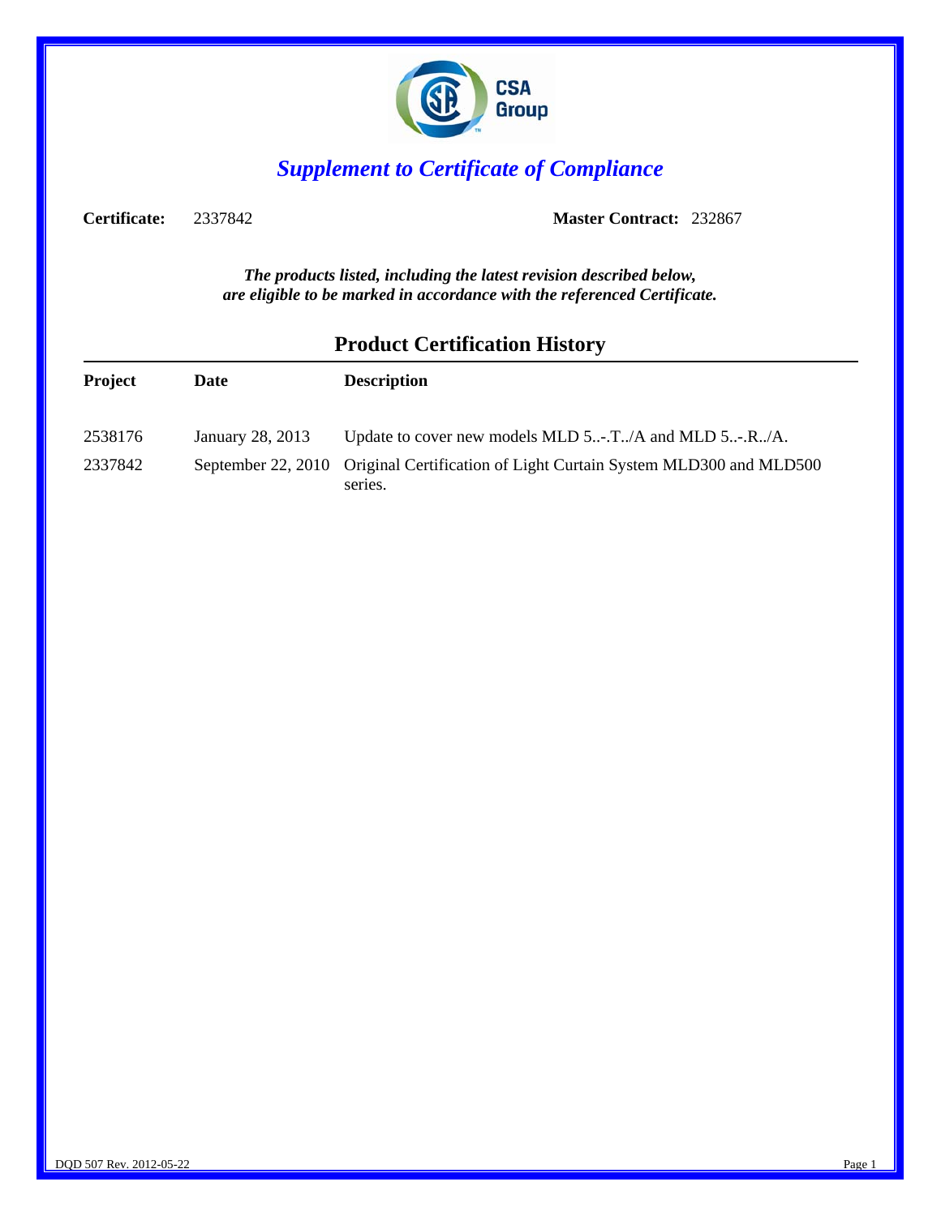# *Supplement to Certificate of Compliance*

**Certificate:** 2337842 **Master Contract:** 232867

***The products listed, including the latest revision described below, are eligible to be marked in accordance with the referenced Certificate.***

## Product Certification History

| Project | Date | Description |
|---|---|---|
| 2538176 | January 28, 2013 | Update to cover new models MLD 5..-.T../A and MLD 5..-.R../A. |
| 2337842 | September 22, 2010 | Original Certification of Light Curtain System MLD300 and MLD500 series. |

DQD 507 Rev. 2012-05-22